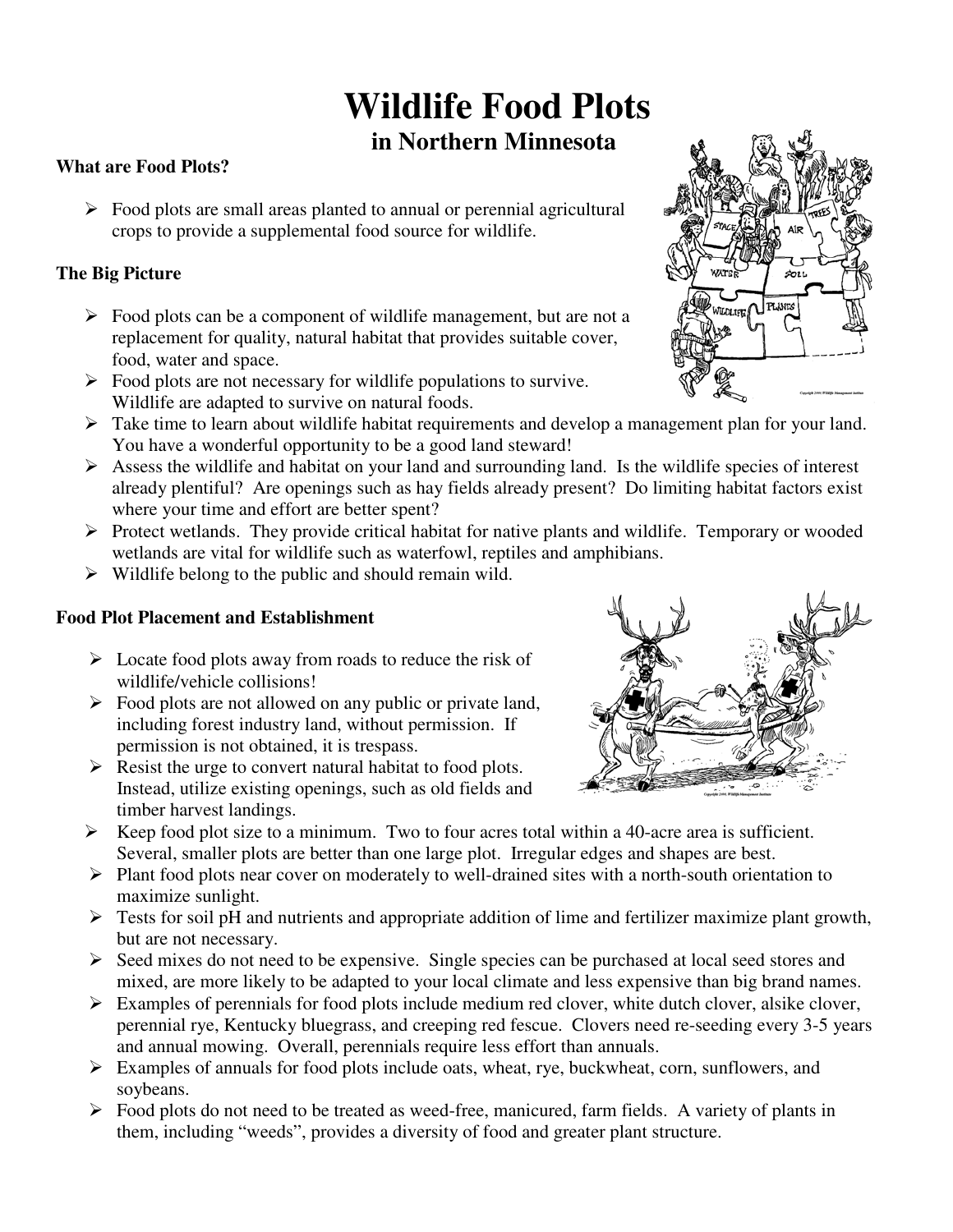# Wildlife Food Plots

## in Northern Minnesota

### What are Food Plots?

- Food plots are small areas planted to annual or perennial agricultural crops to provide a supplemental food source for wildlife.

### The Big Picture

- Food plots can be a component of wildlife management, but are not a replacement for quality, natural habitat that provides suitable cover, food, water and space.
- Food plots are not necessary for wildlife populations to survive. Wildlife are adapted to survive on natural foods.
- Take time to learn about wildlife habitat requirements and develop a management plan for your land. You have a wonderful opportunity to be a good land steward!
- Assess the wildlife and habitat on your land and surrounding land. Is the wildlife species of interest already plentiful? Are openings such as hay fields already present? Do limiting habitat factors exist where your time and effort are better spent?
- Protect wetlands. They provide critical habitat for native plants and wildlife. Temporary or wooded wetlands are vital for wildlife such as waterfowl, reptiles and amphibians.
- Wildlife belong to the public and should remain wild.

### Food Plot Placement and Establishment

- Locate food plots away from roads to reduce the risk of wildlife/vehicle collisions!
- Food plots are not allowed on any public or private land, including forest industry land, without permission. If permission is not obtained, it is trespass.
- Resist the urge to convert natural habitat to food plots. Instead, utilize existing openings, such as old fields and timber harvest landings.
- Keep food plot size to a minimum. Two to four acres total within a 40-acre area is sufficient. Several, smaller plots are better than one large plot. Irregular edges and shapes are best.
- Plant food plots near cover on moderately to well-drained sites with a north-south orientation to maximize sunlight.
- Tests for soil pH and nutrients and appropriate addition of lime and fertilizer maximize plant growth, but are not necessary.
- Seed mixes do not need to be expensive. Single species can be purchased at local seed stores and mixed, are more likely to be adapted to your local climate and less expensive than big brand names.
- Examples of perennials for food plots include medium red clover, white dutch clover, alsike clover, perennial rye, Kentucky bluegrass, and creeping red fescue. Clovers need re-seeding every 3-5 years and annual mowing. Overall, perennials require less effort than annuals.
- Examples of annuals for food plots include oats, wheat, rye, buckwheat, corn, sunflowers, and soybeans.
- Food plots do not need to be treated as weed-free, manicured, farm fields. A variety of plants in them, including "weeds", provides a diversity of food and greater plant structure.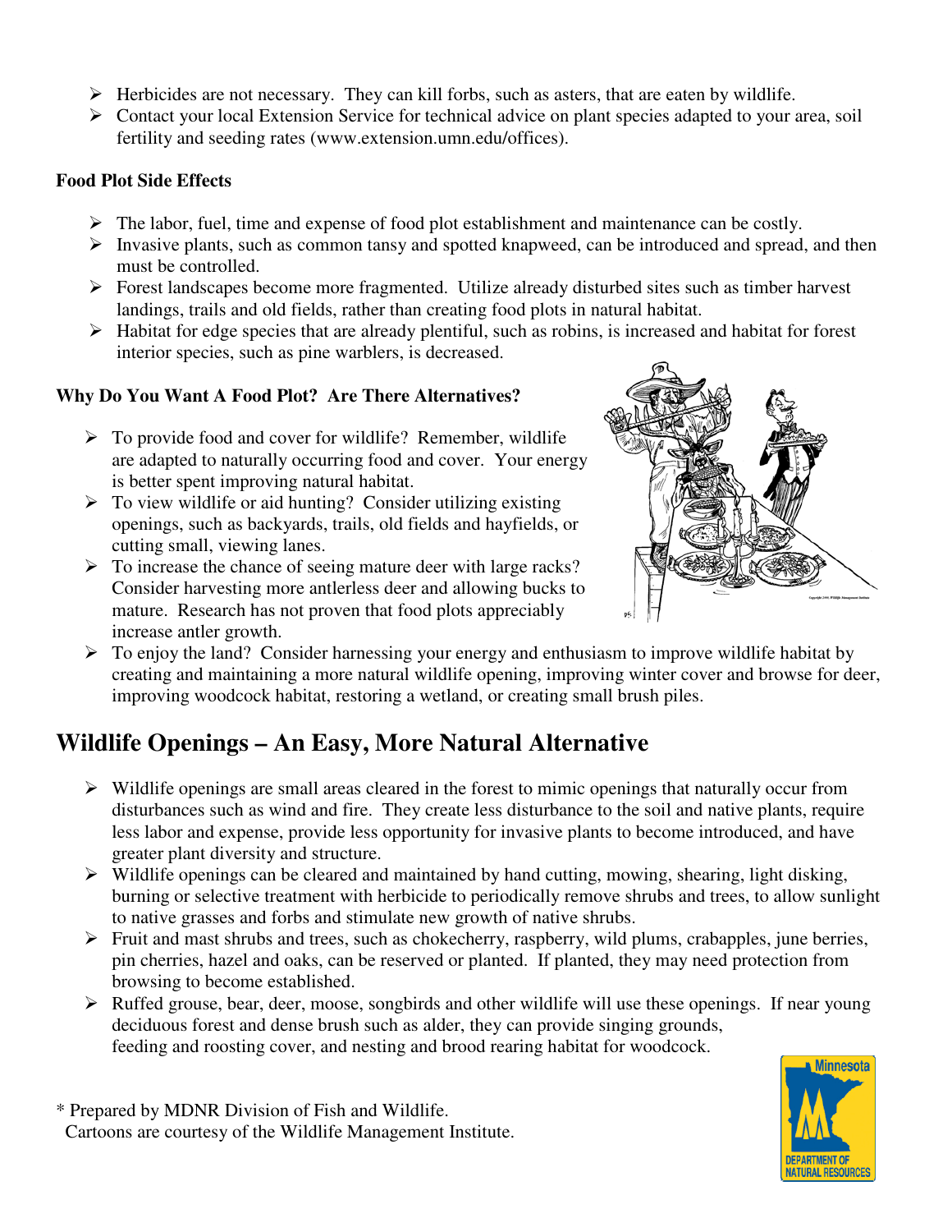- Herbicides are not necessary. They can kill forbs, such as asters, that are eaten by wildlife.
- Contact your local Extension Service for technical advice on plant species adapted to your area, soil fertility and seeding rates (www.extension.umn.edu/offices).

**Food Plot Side Effects**

- The labor, fuel, time and expense of food plot establishment and maintenance can be costly.
- Invasive plants, such as common tansy and spotted knapweed, can be introduced and spread, and then must be controlled.
- Forest landscapes become more fragmented. Utilize already disturbed sites such as timber harvest landings, trails and old fields, rather than creating food plots in natural habitat.
- Habitat for edge species that are already plentiful, such as robins, is increased and habitat for forest interior species, such as pine warblers, is decreased.

**Why Do You Want A Food Plot? Are There Alternatives?**

- To provide food and cover for wildlife? Remember, wildlife are adapted to naturally occurring food and cover. Your energy is better spent improving natural habitat.
- To view wildlife or aid hunting? Consider utilizing existing openings, such as backyards, trails, old fields and hayfields, or cutting small, viewing lanes.
- To increase the chance of seeing mature deer with large racks? Consider harvesting more antlerless deer and allowing bucks to mature. Research has not proven that food plots appreciably increase antler growth.
- To enjoy the land? Consider harnessing your energy and enthusiasm to improve wildlife habitat by creating and maintaining a more natural wildlife opening, improving winter cover and browse for deer, improving woodcock habitat, restoring a wetland, or creating small brush piles.

## Wildlife Openings – An Easy, More Natural Alternative

- Wildlife openings are small areas cleared in the forest to mimic openings that naturally occur from disturbances such as wind and fire. They create less disturbance to the soil and native plants, require less labor and expense, provide less opportunity for invasive plants to become introduced, and have greater plant diversity and structure.
- Wildlife openings can be cleared and maintained by hand cutting, mowing, shearing, light disking, burning or selective treatment with herbicide to periodically remove shrubs and trees, to allow sunlight to native grasses and forbs and stimulate new growth of native shrubs.
- Fruit and mast shrubs and trees, such as chokecherry, raspberry, wild plums, crabapples, june berries, pin cherries, hazel and oaks, can be reserved or planted. If planted, they may need protection from browsing to become established.
- Ruffed grouse, bear, deer, moose, songbirds and other wildlife will use these openings. If near young deciduous forest and dense brush such as alder, they can provide singing grounds, feeding and roosting cover, and nesting and brood rearing habitat for woodcock.

\* Prepared by MDNR Division of Fish and Wildlife.
Cartoons are courtesy of the Wildlife Management Institute.